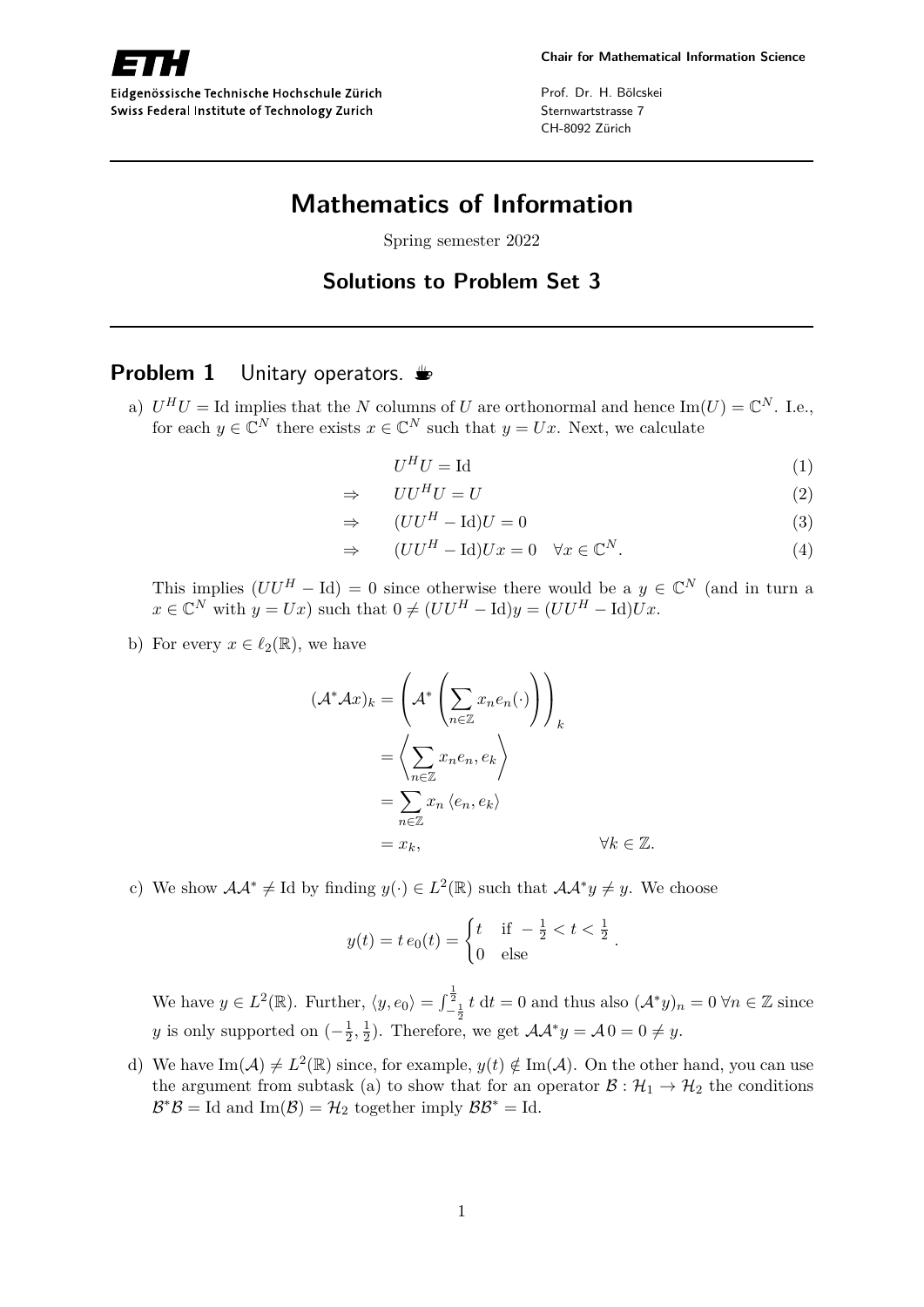Chair for Mathematical Information Science

Prof. Dr. H. Bölcskei
Sternwartstrasse 7
CH-8092 Zürich

Eidgenössische Technische Hochschule Zürich
Swiss Federal Institute of Technology Zurich

# Mathematics of Information

Spring semester 2022

## Solutions to Problem Set 3

### Problem 1 Unitary operators.

a) $U^H U = \mathrm{Id}$ implies that the $N$ columns of $U$ are orthonormal and hence $\mathrm{Im}(U) = \mathbb{C}^N$. I.e., for each $y \in \mathbb{C}^N$ there exists $x \in \mathbb{C}^N$ such that $y = Ux$. Next, we calculate

$$
\begin{aligned}
& U^H U = \mathrm{Id} && (1)\\
\Rightarrow \quad & U U^H U = U && (2)\\
\Rightarrow \quad & (U U^H - \mathrm{Id}) U = 0 && (3)\\
\Rightarrow \quad & (U U^H - \mathrm{Id}) U x = 0 \quad \forall x \in \mathbb{C}^N. && (4)
\end{aligned}
$$

This implies $(UU^H - \mathrm{Id}) = 0$ since otherwise there would be a $y \in \mathbb{C}^N$ (and in turn a $x \in \mathbb{C}^N$ with $y = Ux$) such that $0 \neq (UU^H - \mathrm{Id})y = (UU^H - \mathrm{Id})Ux$.

b) For every $x \in \ell_2(\mathbb{R})$, we have

$$
\begin{aligned}
(\mathcal{A}^* \mathcal{A} x)_k &= \left( \mathcal{A}^* \left( \sum_{n \in \mathbb{Z}} x_n e_n(\cdot) \right) \right)_k \\
&= \left\langle \sum_{n \in \mathbb{Z}} x_n e_n, e_k \right\rangle \\
&= \sum_{n \in \mathbb{Z}} x_n \langle e_n, e_k \rangle \\
&= x_k, \qquad\qquad \forall k \in \mathbb{Z}.
\end{aligned}
$$

c) We show $\mathcal{A}\mathcal{A}^* \neq \mathrm{Id}$ by finding $y(\cdot) \in L^2(\mathbb{R})$ such that $\mathcal{A}\mathcal{A}^* y \neq y$. We choose

$$
y(t) = t\, e_0(t) = \begin{cases} t & \text{if } -\frac{1}{2} < t < \frac{1}{2} \\ 0 & \text{else} \end{cases}.
$$

We have $y \in L^2(\mathbb{R})$. Further, $\langle y, e_0 \rangle = \int_{-\frac{1}{2}}^{\frac{1}{2}} t \, \mathrm{d}t = 0$ and thus also $(\mathcal{A}^* y)_n = 0 \; \forall n \in \mathbb{Z}$ since $y$ is only supported on $(-\frac{1}{2}, \frac{1}{2})$. Therefore, we get $\mathcal{A}\mathcal{A}^* y = \mathcal{A}\, 0 = 0 \neq y$.

d) We have $\mathrm{Im}(\mathcal{A}) \neq L^2(\mathbb{R})$ since, for example, $y(t) \notin \mathrm{Im}(\mathcal{A})$. On the other hand, you can use the argument from subtask (a) to show that for an operator $\mathcal{B} : \mathcal{H}_1 \to \mathcal{H}_2$ the conditions $\mathcal{B}^* \mathcal{B} = \mathrm{Id}$ and $\mathrm{Im}(\mathcal{B}) = \mathcal{H}_2$ together imply $\mathcal{B}\mathcal{B}^* = \mathrm{Id}$.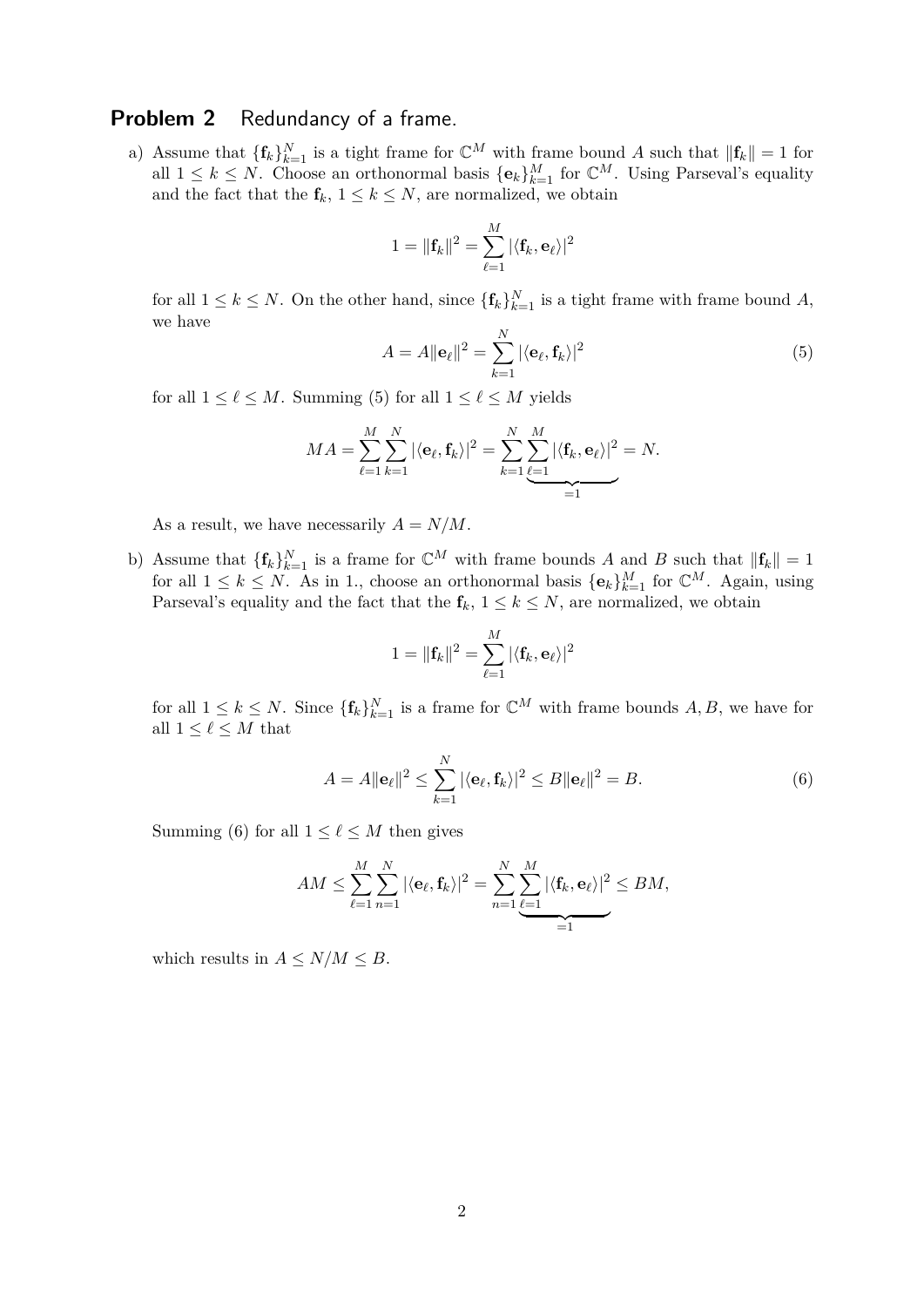## Problem 2 Redundancy of a frame.

a) Assume that $\{\mathbf{f}_k\}_{k=1}^N$ is a tight frame for $\mathbb{C}^M$ with frame bound $A$ such that $\|\mathbf{f}_k\| = 1$ for all $1 \leq k \leq N$. Choose an orthonormal basis $\{\mathbf{e}_k\}_{k=1}^M$ for $\mathbb{C}^M$. Using Parseval's equality and the fact that the $\mathbf{f}_k$, $1 \leq k \leq N$, are normalized, we obtain

$$1 = \|\mathbf{f}_k\|^2 = \sum_{\ell=1}^{M} |\langle \mathbf{f}_k, \mathbf{e}_\ell \rangle|^2$$

for all $1 \leq k \leq N$. On the other hand, since $\{\mathbf{f}_k\}_{k=1}^N$ is a tight frame with frame bound $A$, we have

$$A = A\|\mathbf{e}_\ell\|^2 = \sum_{k=1}^{N} |\langle \mathbf{e}_\ell, \mathbf{f}_k \rangle|^2 \tag{5}$$

for all $1 \leq \ell \leq M$. Summing (5) for all $1 \leq \ell \leq M$ yields

$$MA = \sum_{\ell=1}^{M} \sum_{k=1}^{N} |\langle \mathbf{e}_\ell, \mathbf{f}_k \rangle|^2 = \sum_{k=1}^{N} \underbrace{\sum_{\ell=1}^{M} |\langle \mathbf{f}_k, \mathbf{e}_\ell \rangle|^2}_{=1} = N.$$

As a result, we have necessarily $A = N/M$.

b) Assume that $\{\mathbf{f}_k\}_{k=1}^N$ is a frame for $\mathbb{C}^M$ with frame bounds $A$ and $B$ such that $\|\mathbf{f}_k\| = 1$ for all $1 \leq k \leq N$. As in 1., choose an orthonormal basis $\{\mathbf{e}_k\}_{k=1}^M$ for $\mathbb{C}^M$. Again, using Parseval's equality and the fact that the $\mathbf{f}_k$, $1 \leq k \leq N$, are normalized, we obtain

$$1 = \|\mathbf{f}_k\|^2 = \sum_{\ell=1}^{M} |\langle \mathbf{f}_k, \mathbf{e}_\ell \rangle|^2$$

for all $1 \leq k \leq N$. Since $\{\mathbf{f}_k\}_{k=1}^N$ is a frame for $\mathbb{C}^M$ with frame bounds $A, B$, we have for all $1 \leq \ell \leq M$ that

$$A = A\|\mathbf{e}_\ell\|^2 \leq \sum_{k=1}^{N} |\langle \mathbf{e}_\ell, \mathbf{f}_k \rangle|^2 \leq B\|\mathbf{e}_\ell\|^2 = B. \tag{6}$$

Summing (6) for all $1 \leq \ell \leq M$ then gives

$$AM \leq \sum_{\ell=1}^{M} \sum_{n=1}^{N} |\langle \mathbf{e}_\ell, \mathbf{f}_k \rangle|^2 = \sum_{n=1}^{N} \underbrace{\sum_{\ell=1}^{M} |\langle \mathbf{f}_k, \mathbf{e}_\ell \rangle|^2}_{=1} \leq BM,$$

which results in $A \leq N/M \leq B$.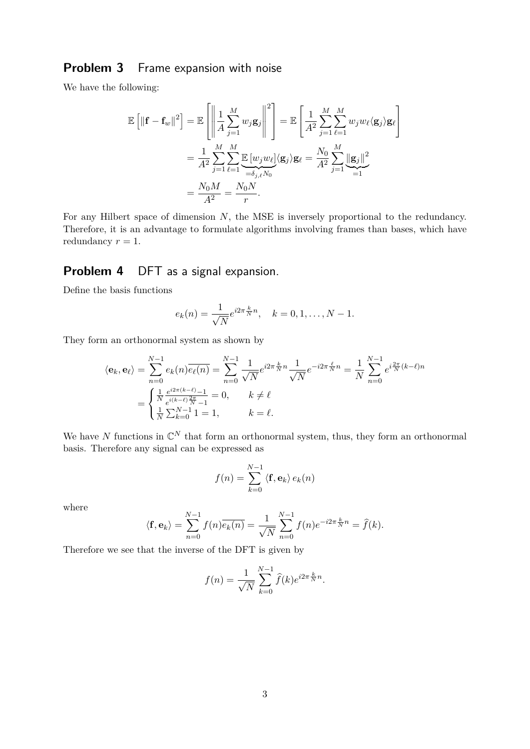## **Problem 3** Frame expansion with noise

We have the following:

$$
\begin{aligned}
\mathbb{E}\left[\|\mathbf{f}-\mathbf{f}_w\|^2\right] &= \mathbb{E}\left[\left\|\frac{1}{A}\sum_{j=1}^{M} w_j \mathbf{g}_j\right\|^2\right] = \mathbb{E}\left[\frac{1}{A^2}\sum_{j=1}^{M}\sum_{\ell=1}^{M} w_j w_\ell \langle \mathbf{g}_j \rangle \mathbf{g}_\ell\right] \\
&= \frac{1}{A^2}\sum_{j=1}^{M}\sum_{\ell=1}^{M} \underbrace{\mathbb{E}\left[w_j w_\ell\right]}_{=\delta_{j,\ell}N_0} \langle \mathbf{g}_j \rangle \mathbf{g}_\ell = \frac{N_0}{A^2}\sum_{j=1}^{M} \underbrace{\|\mathbf{g}_j\|^2}_{=1} \\
&= \frac{N_0 M}{A^2} = \frac{N_0 N}{r}.
\end{aligned}
$$

For any Hilbert space of dimension $N$, the MSE is inversely proportional to the redundancy. Therefore, it is an advantage to formulate algorithms involving frames than bases, which have redundancy $r = 1$.

## **Problem 4** DFT as a signal expansion.

Define the basis functions

$$
e_k(n) = \frac{1}{\sqrt{N}} e^{i2\pi \frac{k}{N} n}, \quad k = 0, 1, \ldots, N-1.
$$

They form an orthonormal system as shown by

$$
\begin{aligned}
\langle \mathbf{e}_k, \mathbf{e}_\ell \rangle &= \sum_{n=0}^{N-1} e_k(n)\overline{e_\ell(n)} = \sum_{n=0}^{N-1} \frac{1}{\sqrt{N}} e^{i2\pi \frac{k}{N} n} \frac{1}{\sqrt{N}} e^{-i2\pi \frac{\ell}{N} n} = \frac{1}{N}\sum_{n=0}^{N-1} e^{i\frac{2\pi}{N}(k-\ell)n} \\
&= \begin{cases} \frac{1}{N}\frac{e^{i2\pi(k-\ell)}-1}{e^{i(k-\ell)\frac{2\pi}{N}}-1} = 0, & k \neq \ell \\ \frac{1}{N}\sum_{k=0}^{N-1} 1 = 1, & k = \ell. \end{cases}
\end{aligned}
$$

We have $N$ functions in $\mathbb{C}^N$ that form an orthonormal system, thus, they form an orthonormal basis. Therefore any signal can be expressed as

$$
f(n) = \sum_{k=0}^{N-1} \langle \mathbf{f}, \mathbf{e}_k \rangle \, e_k(n)
$$

where

$$
\langle \mathbf{f}, \mathbf{e}_k \rangle = \sum_{n=0}^{N-1} f(n)\overline{e_k(n)} = \frac{1}{\sqrt{N}}\sum_{n=0}^{N-1} f(n) e^{-i2\pi \frac{k}{N} n} = \widehat{f}(k).
$$

Therefore we see that the inverse of the DFT is given by

$$
f(n) = \frac{1}{\sqrt{N}}\sum_{k=0}^{N-1} \widehat{f}(k) e^{i2\pi \frac{k}{N} n}.
$$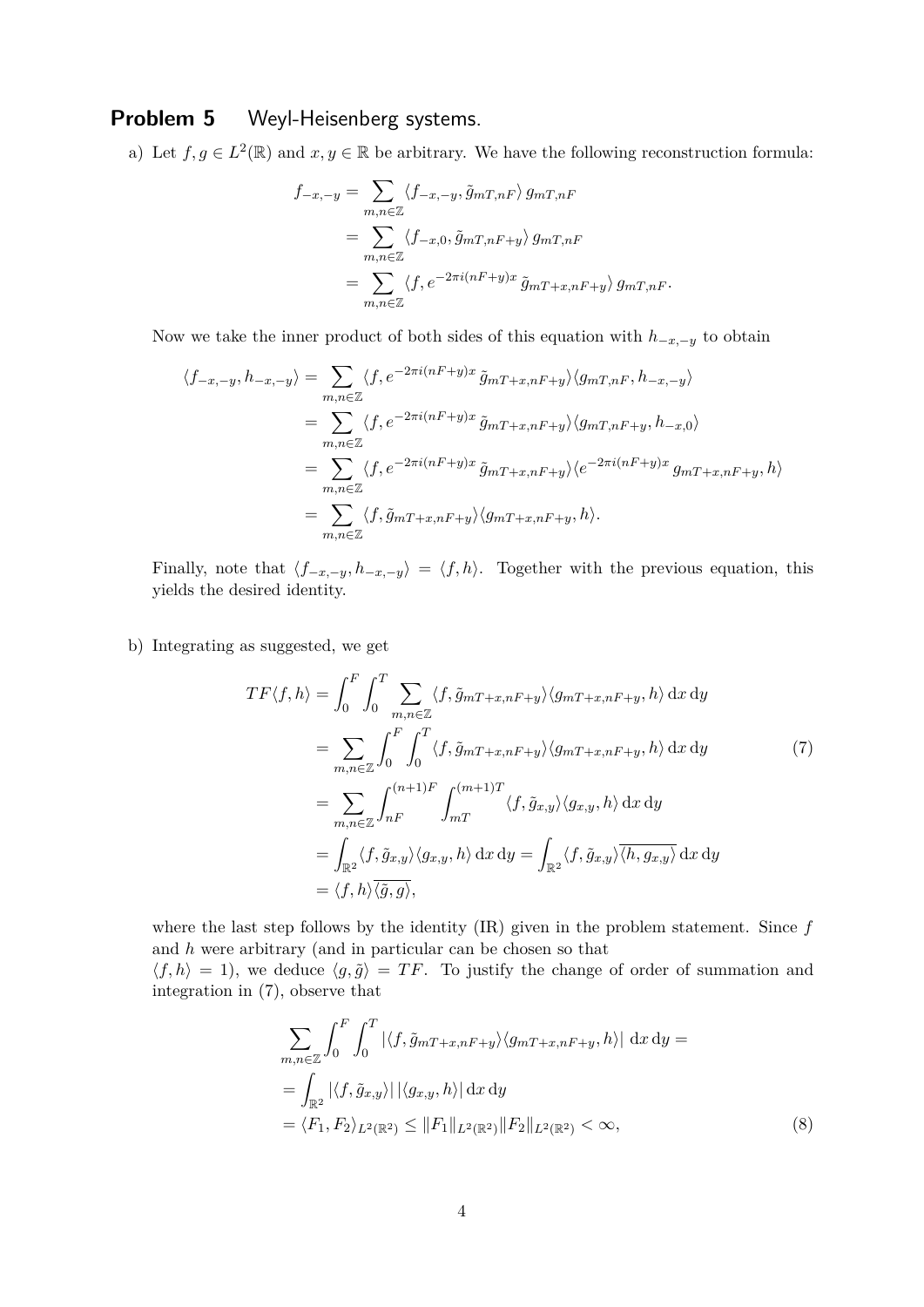## **Problem 5** Weyl-Heisenberg systems.

a) Let $f, g \in L^2(\mathbb{R})$ and $x, y \in \mathbb{R}$ be arbitrary. We have the following reconstruction formula:

$$
\begin{aligned}
f_{-x,-y} &= \sum_{m,n\in\mathbb{Z}} \langle f_{-x,-y}, \tilde{g}_{mT,nF}\rangle \, g_{mT,nF} \\
&= \sum_{m,n\in\mathbb{Z}} \langle f_{-x,0}, \tilde{g}_{mT,nF+y}\rangle \, g_{mT,nF} \\
&= \sum_{m,n\in\mathbb{Z}} \langle f, e^{-2\pi i(nF+y)x} \, \tilde{g}_{mT+x,nF+y}\rangle \, g_{mT,nF}.
\end{aligned}
$$

Now we take the inner product of both sides of this equation with $h_{-x,-y}$ to obtain

$$
\begin{aligned}
\langle f_{-x,-y}, h_{-x,-y}\rangle &= \sum_{m,n\in\mathbb{Z}} \langle f, e^{-2\pi i(nF+y)x} \, \tilde{g}_{mT+x,nF+y}\rangle \langle g_{mT,nF}, h_{-x,-y}\rangle \\
&= \sum_{m,n\in\mathbb{Z}} \langle f, e^{-2\pi i(nF+y)x} \, \tilde{g}_{mT+x,nF+y}\rangle \langle g_{mT,nF+y}, h_{-x,0}\rangle \\
&= \sum_{m,n\in\mathbb{Z}} \langle f, e^{-2\pi i(nF+y)x} \, \tilde{g}_{mT+x,nF+y}\rangle \langle e^{-2\pi i(nF+y)x} \, g_{mT+x,nF+y}, h\rangle \\
&= \sum_{m,n\in\mathbb{Z}} \langle f, \tilde{g}_{mT+x,nF+y}\rangle \langle g_{mT+x,nF+y}, h\rangle.
\end{aligned}
$$

Finally, note that $\langle f_{-x,-y}, h_{-x,-y}\rangle = \langle f, h\rangle$. Together with the previous equation, this yields the desired identity.

b) Integrating as suggested, we get

$$
\begin{aligned}
TF\langle f, h\rangle &= \int_0^F \int_0^T \sum_{m,n\in\mathbb{Z}} \langle f, \tilde{g}_{mT+x,nF+y}\rangle \langle g_{mT+x,nF+y}, h\rangle \,\mathrm{d}x\,\mathrm{d}y \\
&= \sum_{m,n\in\mathbb{Z}} \int_0^F \int_0^T \langle f, \tilde{g}_{mT+x,nF+y}\rangle \langle g_{mT+x,nF+y}, h\rangle \,\mathrm{d}x\,\mathrm{d}y \qquad (7) \\
&= \sum_{m,n\in\mathbb{Z}} \int_{nF}^{(n+1)F} \int_{mT}^{(m+1)T} \langle f, \tilde{g}_{x,y}\rangle \langle g_{x,y}, h\rangle \,\mathrm{d}x\,\mathrm{d}y \\
&= \int_{\mathbb{R}^2} \langle f, \tilde{g}_{x,y}\rangle \langle g_{x,y}, h\rangle \,\mathrm{d}x\,\mathrm{d}y = \int_{\mathbb{R}^2} \langle f, \tilde{g}_{x,y}\rangle \overline{\langle h, g_{x,y}\rangle} \,\mathrm{d}x\,\mathrm{d}y \\
&= \langle f, h\rangle \overline{\langle \tilde{g}, g\rangle},
\end{aligned}
$$

where the last step follows by the identity (IR) given in the problem statement. Since $f$ and $h$ were arbitrary (and in particular can be chosen so that $\langle f, h\rangle = 1$), we deduce $\langle g, \tilde{g}\rangle = TF$. To justify the change of order of summation and integration in (7), observe that

$$
\begin{aligned}
&\sum_{m,n\in\mathbb{Z}} \int_0^F \int_0^T |\langle f, \tilde{g}_{mT+x,nF+y}\rangle \langle g_{mT+x,nF+y}, h\rangle| \,\mathrm{d}x\,\mathrm{d}y = \\
&= \int_{\mathbb{R}^2} |\langle f, \tilde{g}_{x,y}\rangle| \, |\langle g_{x,y}, h\rangle| \,\mathrm{d}x\,\mathrm{d}y \\
&= \langle F_1, F_2\rangle_{L^2(\mathbb{R}^2)} \leq \|F_1\|_{L^2(\mathbb{R}^2)} \|F_2\|_{L^2(\mathbb{R}^2)} < \infty, \qquad (8)
\end{aligned}
$$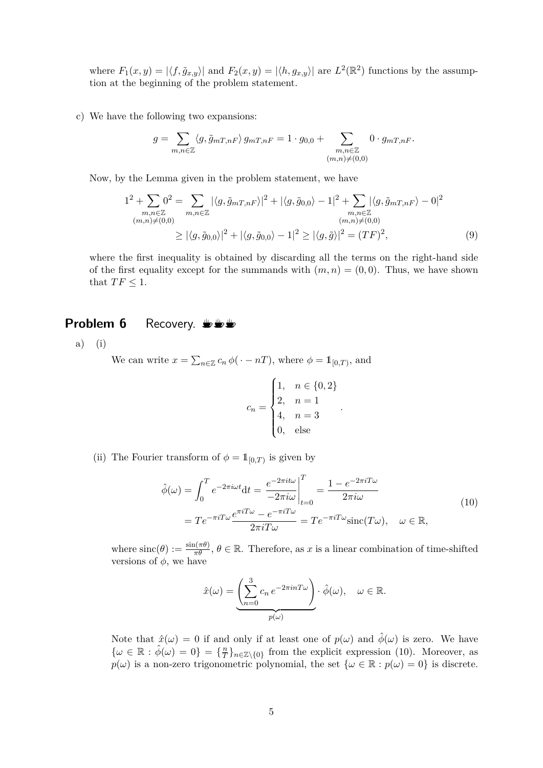where $F_1(x, y) = |\langle f, \tilde{g}_{x,y}\rangle|$ and $F_2(x, y) = |\langle h, g_{x,y}\rangle|$ are $L^2(\mathbb{R}^2)$ functions by the assumption at the beginning of the problem statement.

c) We have the following two expansions:

$$g = \sum_{m,n\in\mathbb{Z}} \langle g, \tilde{g}_{mT,nF}\rangle\, g_{mT,nF} = 1 \cdot g_{0,0} + \sum_{\substack{m,n\in\mathbb{Z}\\(m,n)\neq(0,0)}} 0 \cdot g_{mT,nF}.$$

Now, by the Lemma given in the problem statement, we have

$$\begin{aligned}
1^2 + \sum_{\substack{m,n\in\mathbb{Z}\\(m,n)\neq(0,0)}} 0^2 &= \sum_{m,n\in\mathbb{Z}} |\langle g, \tilde{g}_{mT,nF}\rangle|^2 + |\langle g, \tilde{g}_{0,0}\rangle - 1|^2 + \sum_{\substack{m,n\in\mathbb{Z}\\(m,n)\neq(0,0)}} |\langle g, \tilde{g}_{mT,nF}\rangle - 0|^2 \\
&\geq |\langle g, \tilde{g}_{0,0}\rangle|^2 + |\langle g, \tilde{g}_{0,0}\rangle - 1|^2 \geq |\langle g, \tilde{g}\rangle|^2 = (TF)^2,
\end{aligned} \tag{9}$$

where the first inequality is obtained by discarding all the terms on the right-hand side of the first equality except for the summands with $(m, n) = (0, 0)$. Thus, we have shown that $TF \leq 1$.

## Problem 6 Recovery.

a) (i)

We can write $x = \sum_{n\in\mathbb{Z}} c_n\, \phi(\,\cdot - nT)$, where $\phi = \mathbb{1}_{[0,T)}$, and

$$c_n = \begin{cases} 1, & n \in \{0, 2\} \\ 2, & n = 1 \\ 4, & n = 3 \\ 0, & \text{else} \end{cases}.$$

(ii) The Fourier transform of $\phi = \mathbb{1}_{[0,T)}$ is given by

$$\begin{aligned}
\hat{\phi}(\omega) &= \int_0^T e^{-2\pi i\omega t}\mathrm{d}t = \left.\frac{e^{-2\pi it\omega}}{-2\pi i\omega}\right|_{t=0}^{T} = \frac{1 - e^{-2\pi iT\omega}}{2\pi i\omega} \\
&= Te^{-\pi iT\omega}\frac{e^{\pi iT\omega} - e^{-\pi iT\omega}}{2\pi iT\omega} = Te^{-\pi iT\omega}\mathrm{sinc}(T\omega), \quad \omega \in \mathbb{R},
\end{aligned} \tag{10}$$

where $\mathrm{sinc}(\theta) := \frac{\sin(\pi\theta)}{\pi\theta}$, $\theta \in \mathbb{R}$. Therefore, as $x$ is a linear combination of time-shifted versions of $\phi$, we have

$$\hat{x}(\omega) = \underbrace{\left(\sum_{n=0}^{3} c_n\, e^{-2\pi inT\omega}\right)}_{p(\omega)} \cdot \hat{\phi}(\omega), \quad \omega \in \mathbb{R}.$$

Note that $\hat{x}(\omega) = 0$ if and only if at least one of $p(\omega)$ and $\hat{\phi}(\omega)$ is zero. We have $\{\omega \in \mathbb{R} : \hat{\phi}(\omega) = 0\} = \{\frac{n}{T}\}_{n\in\mathbb{Z}\setminus\{0\}}$ from the explicit expression (10). Moreover, as $p(\omega)$ is a non-zero trigonometric polynomial, the set $\{\omega \in \mathbb{R} : p(\omega) = 0\}$ is discrete.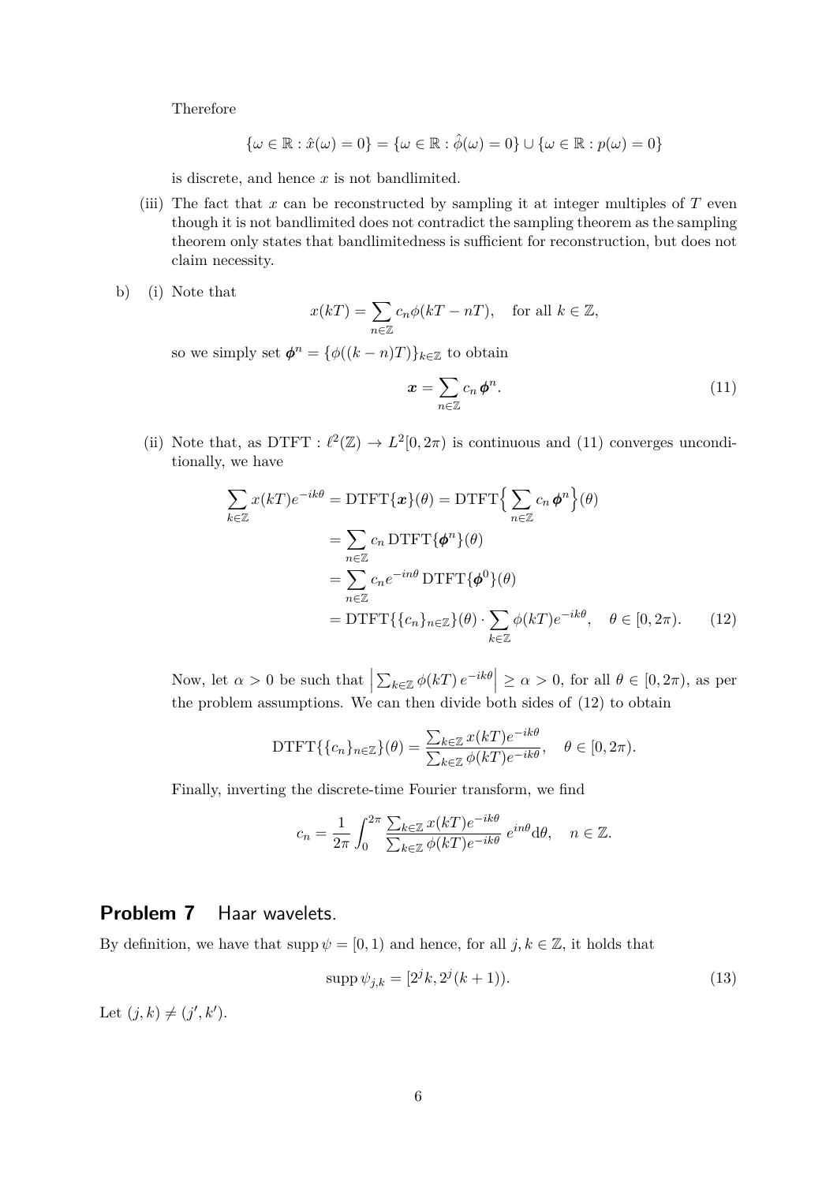Therefore

$$\{\omega \in \mathbb{R} : \hat{x}(\omega) = 0\} = \{\omega \in \mathbb{R} : \hat{\phi}(\omega) = 0\} \cup \{\omega \in \mathbb{R} : p(\omega) = 0\}$$

is discrete, and hence $x$ is not bandlimited.

(iii) The fact that $x$ can be reconstructed by sampling it at integer multiples of $T$ even though it is not bandlimited does not contradict the sampling theorem as the sampling theorem only states that bandlimitedness is sufficient for reconstruction, but does not claim necessity.

b) (i) Note that

$$x(kT) = \sum_{n\in\mathbb{Z}} c_n \phi(kT - nT), \quad \text{for all } k \in \mathbb{Z},$$

so we simply set $\boldsymbol{\phi}^n = \{\phi((k-n)T)\}_{k\in\mathbb{Z}}$ to obtain

$$\boldsymbol{x} = \sum_{n\in\mathbb{Z}} c_n \, \boldsymbol{\phi}^n. \tag{11}$$

(ii) Note that, as $\mathrm{DTFT} : \ell^2(\mathbb{Z}) \to L^2[0, 2\pi)$ is continuous and (11) converges unconditionally, we have

$$\begin{aligned}
\sum_{k\in\mathbb{Z}} x(kT)e^{-ik\theta} &= \mathrm{DTFT}\{\boldsymbol{x}\}(\theta) = \mathrm{DTFT}\Big\{\sum_{n\in\mathbb{Z}} c_n \, \boldsymbol{\phi}^n\Big\}(\theta) \\
&= \sum_{n\in\mathbb{Z}} c_n \, \mathrm{DTFT}\{\boldsymbol{\phi}^n\}(\theta) \\
&= \sum_{n\in\mathbb{Z}} c_n e^{-in\theta} \, \mathrm{DTFT}\{\boldsymbol{\phi}^0\}(\theta) \\
&= \mathrm{DTFT}\{\{c_n\}_{n\in\mathbb{Z}}\}(\theta) \cdot \sum_{k\in\mathbb{Z}} \phi(kT)e^{-ik\theta}, \quad \theta \in [0, 2\pi).
\end{aligned} \tag{12}$$

Now, let $\alpha > 0$ be such that $\left|\sum_{k\in\mathbb{Z}} \phi(kT)\, e^{-ik\theta}\right| \geq \alpha > 0$, for all $\theta \in [0, 2\pi)$, as per the problem assumptions. We can then divide both sides of (12) to obtain

$$\mathrm{DTFT}\{\{c_n\}_{n\in\mathbb{Z}}\}(\theta) = \frac{\sum_{k\in\mathbb{Z}} x(kT)e^{-ik\theta}}{\sum_{k\in\mathbb{Z}} \phi(kT)e^{-ik\theta}}, \quad \theta \in [0, 2\pi).$$

Finally, inverting the discrete-time Fourier transform, we find

$$c_n = \frac{1}{2\pi} \int_0^{2\pi} \frac{\sum_{k\in\mathbb{Z}} x(kT)e^{-ik\theta}}{\sum_{k\in\mathbb{Z}} \phi(kT)e^{-ik\theta}} \, e^{in\theta} \mathrm{d}\theta, \quad n \in \mathbb{Z}.$$

## Problem 7 Haar wavelets.

By definition, we have that $\operatorname{supp} \psi = [0, 1)$ and hence, for all $j, k \in \mathbb{Z}$, it holds that

$$\operatorname{supp} \psi_{j,k} = [2^j k, 2^j (k+1)). \tag{13}$$

Let $(j, k) \neq (j', k')$.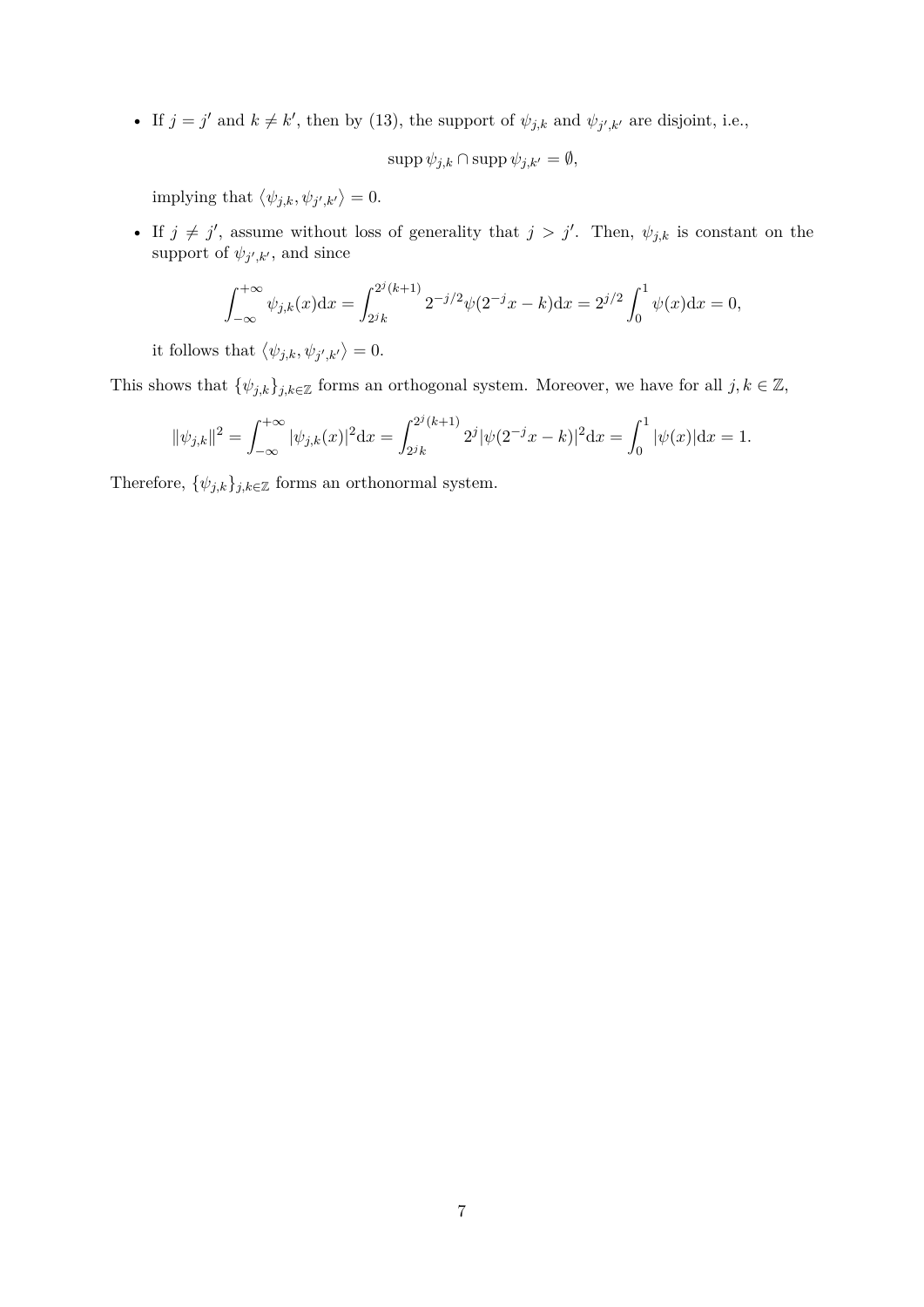- If $j = j'$ and $k \neq k'$, then by (13), the support of $\psi_{j,k}$ and $\psi_{j',k'}$ are disjoint, i.e.,

$$\operatorname{supp} \psi_{j,k} \cap \operatorname{supp} \psi_{j,k'} = \emptyset,$$

  implying that $\langle \psi_{j,k}, \psi_{j',k'} \rangle = 0$.

- If $j \neq j'$, assume without loss of generality that $j > j'$. Then, $\psi_{j,k}$ is constant on the support of $\psi_{j',k'}$, and since

$$\int_{-\infty}^{+\infty} \psi_{j,k}(x) \mathrm{d}x = \int_{2^j k}^{2^j(k+1)} 2^{-j/2} \psi(2^{-j}x - k) \mathrm{d}x = 2^{j/2} \int_0^1 \psi(x) \mathrm{d}x = 0,$$

  it follows that $\langle \psi_{j,k}, \psi_{j',k'} \rangle = 0$.

This shows that $\{\psi_{j,k}\}_{j,k \in \mathbb{Z}}$ forms an orthogonal system. Moreover, we have for all $j, k \in \mathbb{Z}$,

$$\|\psi_{j,k}\|^2 = \int_{-\infty}^{+\infty} |\psi_{j,k}(x)|^2 \mathrm{d}x = \int_{2^j k}^{2^j(k+1)} 2^j |\psi(2^{-j}x - k)|^2 \mathrm{d}x = \int_0^1 |\psi(x)| \mathrm{d}x = 1.$$

Therefore, $\{\psi_{j,k}\}_{j,k \in \mathbb{Z}}$ forms an orthonormal system.